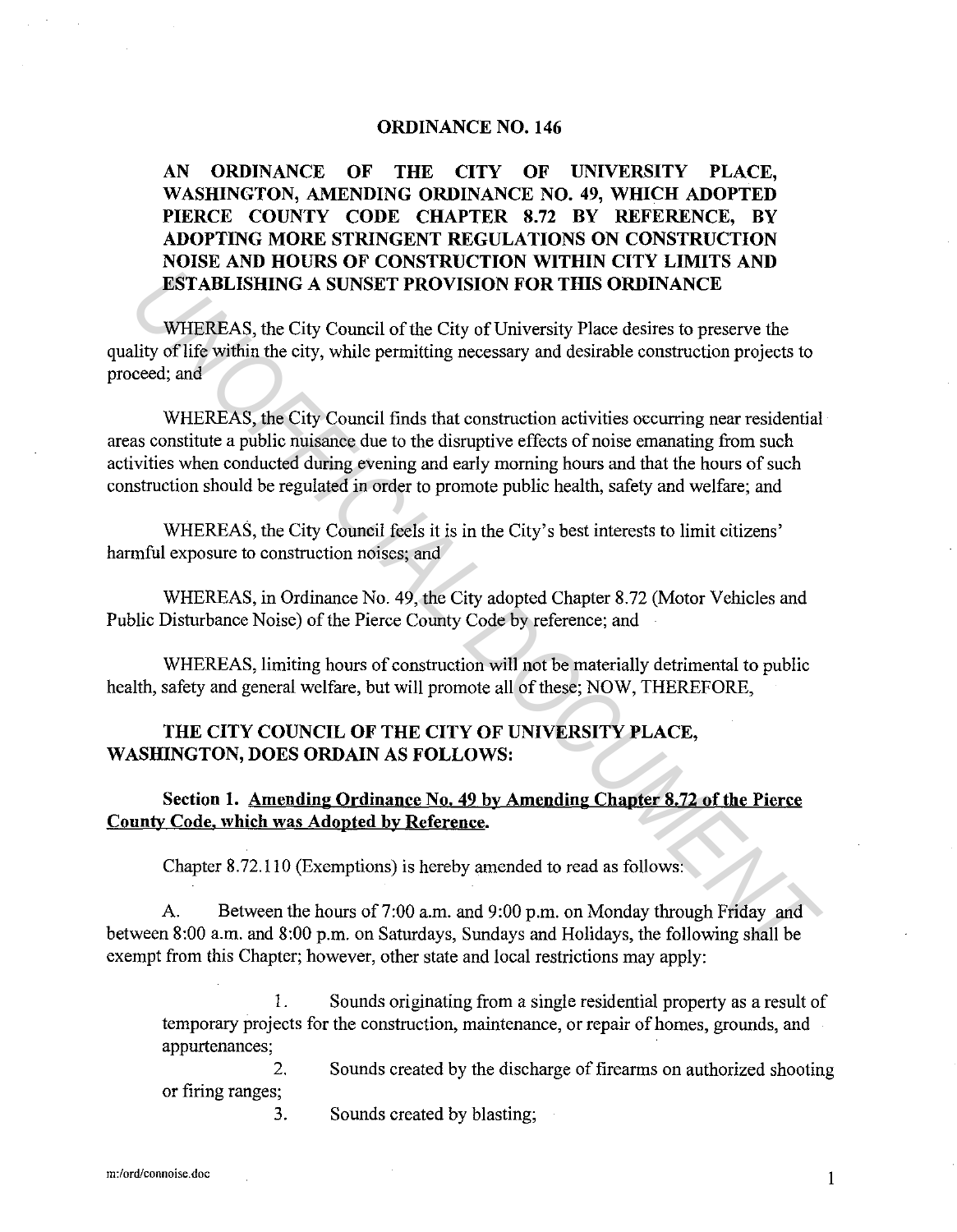# ORDINANCE NO. 146

## AN ORDINANCE OF THE CITY OF UNIVERSITY PLACE, WASHINGTON, AMENDING ORDINANCE NO. 49, WHICH ADOPTED PIERCE COUNTY CODE CHAPTER 8.72 BY REFERENCE, BY ADOPTING MORE STRINGENT REGULATIONS ON CONSTRUCTION NOISE AND HOURS OF CONSTRUCTION WITHIN CITY LIMITS AND ESTABLISHING A SUNSET PROVISION FOR THIS ORDINANCE

WHEREAS, the City Council of the City of University Place desires to preserve the quality of life within the city, while permitting necessary and desirable construction projects to proceed; and

WHEREAS, the City Council finds that construction activities occurring near residential areas constitute a public nuisance due to the disruptive effects of noise emanating from such activities when conducted during evening and early morning hours and that the hours of such construction should be regulated in order to promote public health, safety and welfare; and

WHEREAS, the City Council feels it is in the City's best interests to limit citizens' harmful exposure to construction noises; and

WHEREAS, in Ordinance No. 49, the City adopted Chapter 8.72 (Motor Vehicles and Public Disturbance Noise) of the Pierce County Code by reference; and

WHEREAS, limiting hours of construction will not be materially detrimental to public health, safety and general welfare, but will promote all of these; NOW, THEREFORE,

**THE CITY COUNCIL OF THE CITY OF UNIVERSITY PLACE, WASHINGTON, DOES ORDAIN AS FOLLOWS:**

**Section 1. Amending Ordinance No. 49 by Amending Chapter 8.72 of the Pierce County Code, which was Adopted by Reference.**

Chapter 8.72.110 (Exemptions) is hereby amended to read as follows:

A. Between the hours of 7:00 a.m. and 9:00 p.m. on Monday through Friday and between 8:00 a.m. and 8:00 p.m. on Saturdays, Sundays and Holidays, the following shall be exempt from this Chapter; however, other state and local restrictions may apply:

1. Sounds originating from a single residential property as a result of temporary projects for the construction, maintenance, or repair of homes, grounds, and appurtenances;
2. Sounds created by the discharge of firearms on authorized shooting or firing ranges;
3. Sounds created by blasting;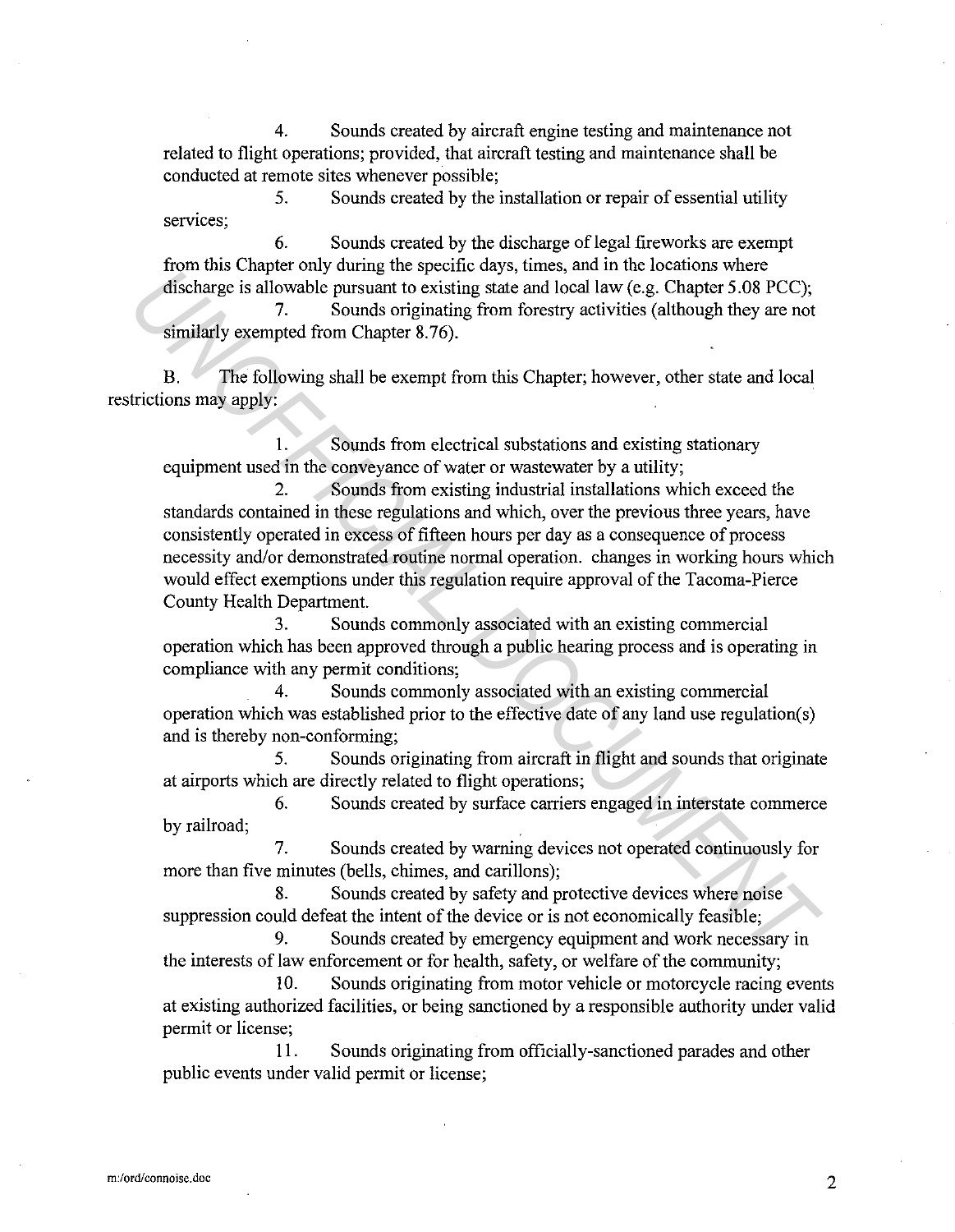4. Sounds created by aircraft engine testing and maintenance not related to flight operations; provided, that aircraft testing and maintenance shall be conducted at remote sites whenever possible;

5. Sounds created by the installation or repair of essential utility services;

6. Sounds created by the discharge of legal fireworks are exempt from this Chapter only during the specific days, times, and in the locations where discharge is allowable pursuant to existing state and local law (e.g. Chapter 5.08 PCC);

7. Sounds originating from forestry activities (although they are not similarly exempted from Chapter 8.76).

B. The following shall be exempt from this Chapter; however, other state and local restrictions may apply:

1. Sounds from electrical substations and existing stationary equipment used in the conveyance of water or wastewater by a utility;

2. Sounds from existing industrial installations which exceed the standards contained in these regulations and which, over the previous three years, have consistently operated in excess of fifteen hours per day as a consequence of process necessity and/or demonstrated routine normal operation. changes in working hours which would effect exemptions under this regulation require approval of the Tacoma-Pierce County Health Department.

3. Sounds commonly associated with an existing commercial operation which has been approved through a public hearing process and is operating in compliance with any permit conditions;

4. Sounds commonly associated with an existing commercial operation which was established prior to the effective date of any land use regulation(s) and is thereby non-conforming;

5. Sounds originating from aircraft in flight and sounds that originate at airports which are directly related to flight operations;

6. Sounds created by surface carriers engaged in interstate commerce by railroad;

7. Sounds created by warning devices not operated continuously for more than five minutes (bells, chimes, and carillons);

8. Sounds created by safety and protective devices where noise suppression could defeat the intent of the device or is not economically feasible;

9. Sounds created by emergency equipment and work necessary in the interests of law enforcement or for health, safety, or welfare of the community;

10. Sounds originating from motor vehicle or motorcycle racing events at existing authorized facilities, or being sanctioned by a responsible authority under valid permit or license;

11. Sounds originating from officially-sanctioned parades and other public events under valid permit or license;

m:/ord/connoise.doc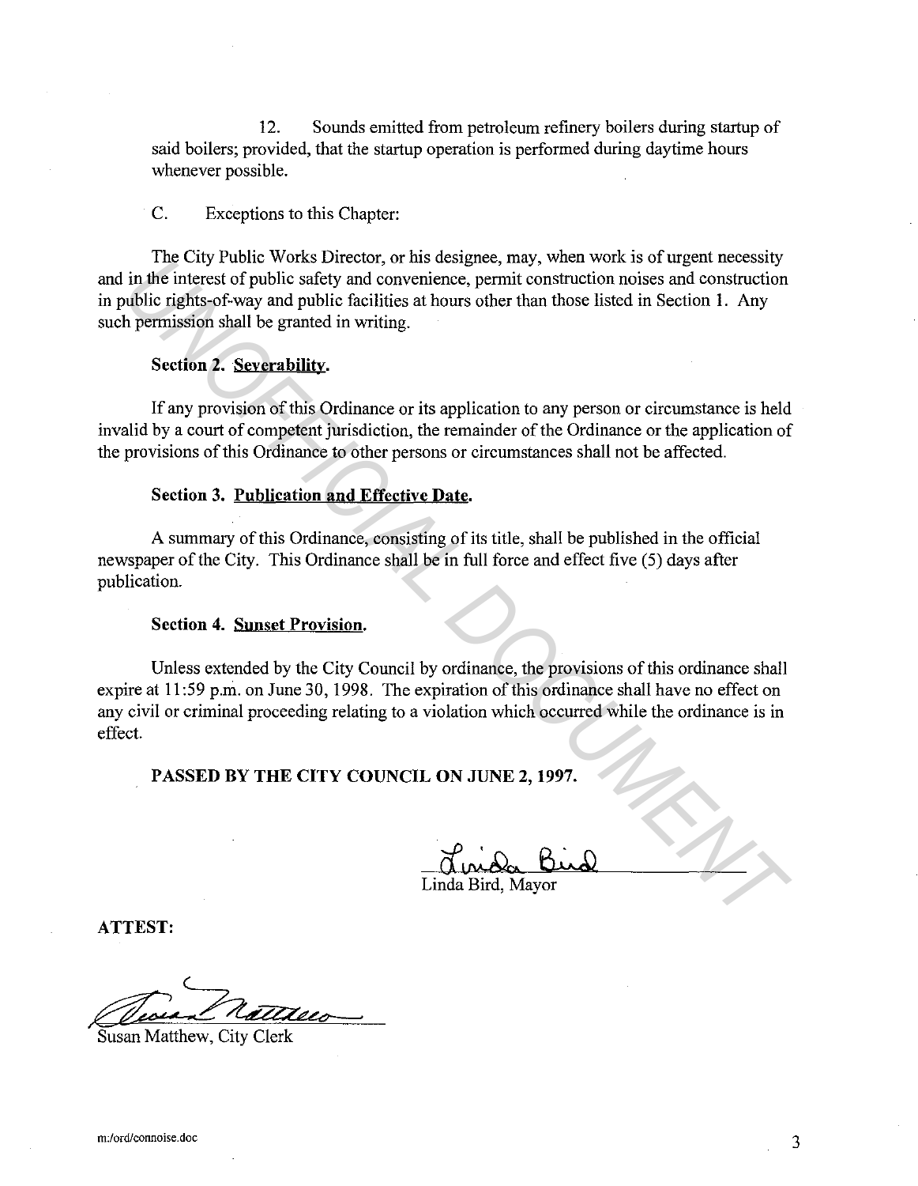12. Sounds emitted from petroleum refinery boilers during startup of said boilers; provided, that the startup operation is performed during daytime hours whenever possible.

C. Exceptions to this Chapter:

The City Public Works Director, or his designee, may, when work is of urgent necessity and in the interest of public safety and convenience, permit construction noises and construction in public rights-of-way and public facilities at hours other than those listed in Section 1. Any such permission shall be granted in writing.

**Section 2. Severability.**

If any provision of this Ordinance or its application to any person or circumstance is held invalid by a court of competent jurisdiction, the remainder of the Ordinance or the application of the provisions of this Ordinance to other persons or circumstances shall not be affected.

**Section 3. Publication and Effective Date.**

A summary of this Ordinance, consisting of its title, shall be published in the official newspaper of the City. This Ordinance shall be in full force and effect five (5) days after publication.

**Section 4. Sunset Provision.**

Unless extended by the City Council by ordinance, the provisions of this ordinance shall expire at 11:59 p.m. on June 30, 1998. The expiration of this ordinance shall have no effect on any civil or criminal proceeding relating to a violation which occurred while the ordinance is in effect.

**PASSED BY THE CITY COUNCIL ON JUNE 2, 1997.**

Linda Bird, Mayor

**ATTEST:**

Susan Matthew, City Clerk

m:/ord/connoise.doc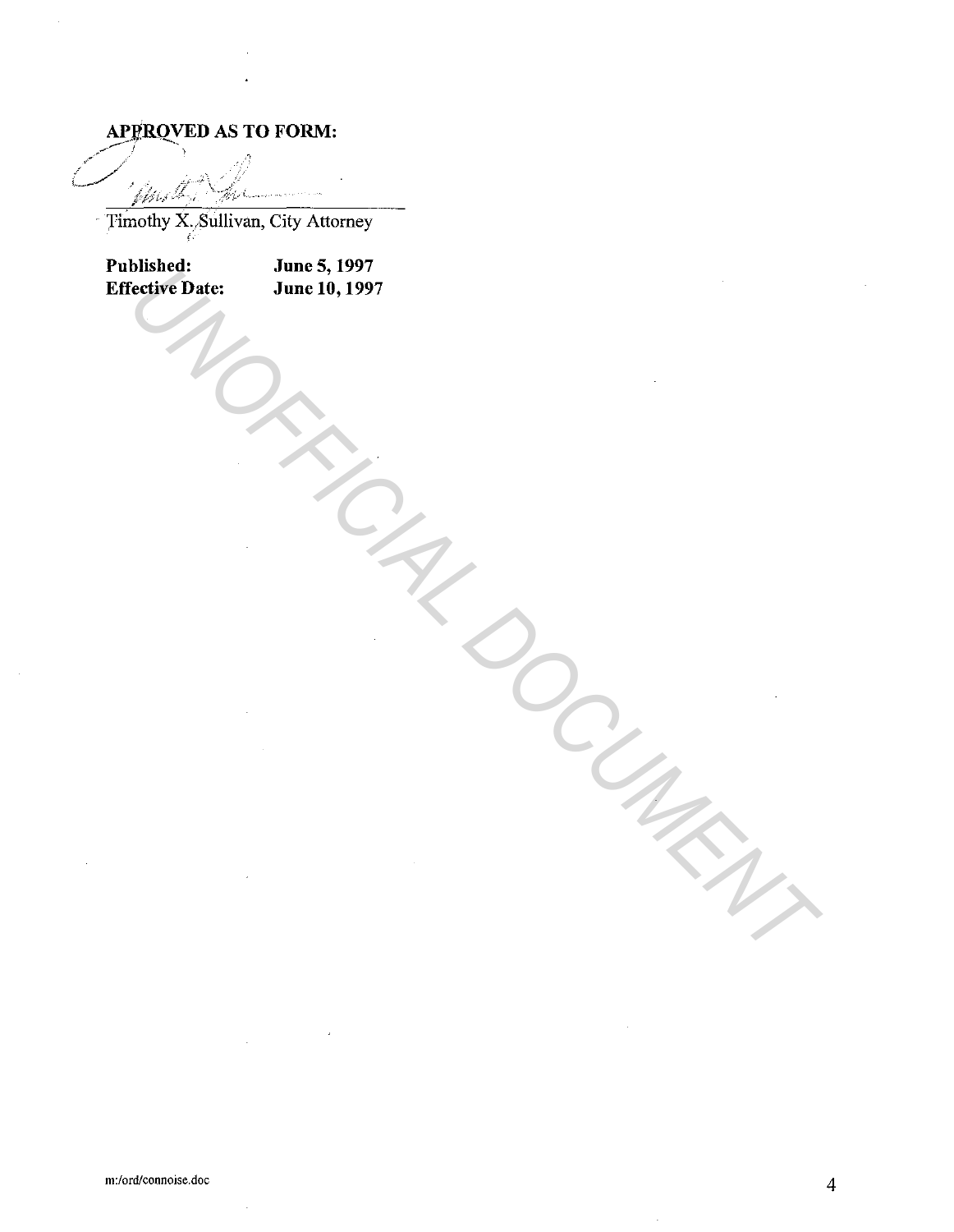**APPROVED AS TO FORM:**

Timothy X. Sullivan, City Attorney

| | |
|---|---|
| **Published:** | **June 5, 1997** |
| **Effective Date:** | **June 10, 1997** |

UNOFFICIAL DOCUMENT

m:/ord/connoise.doc